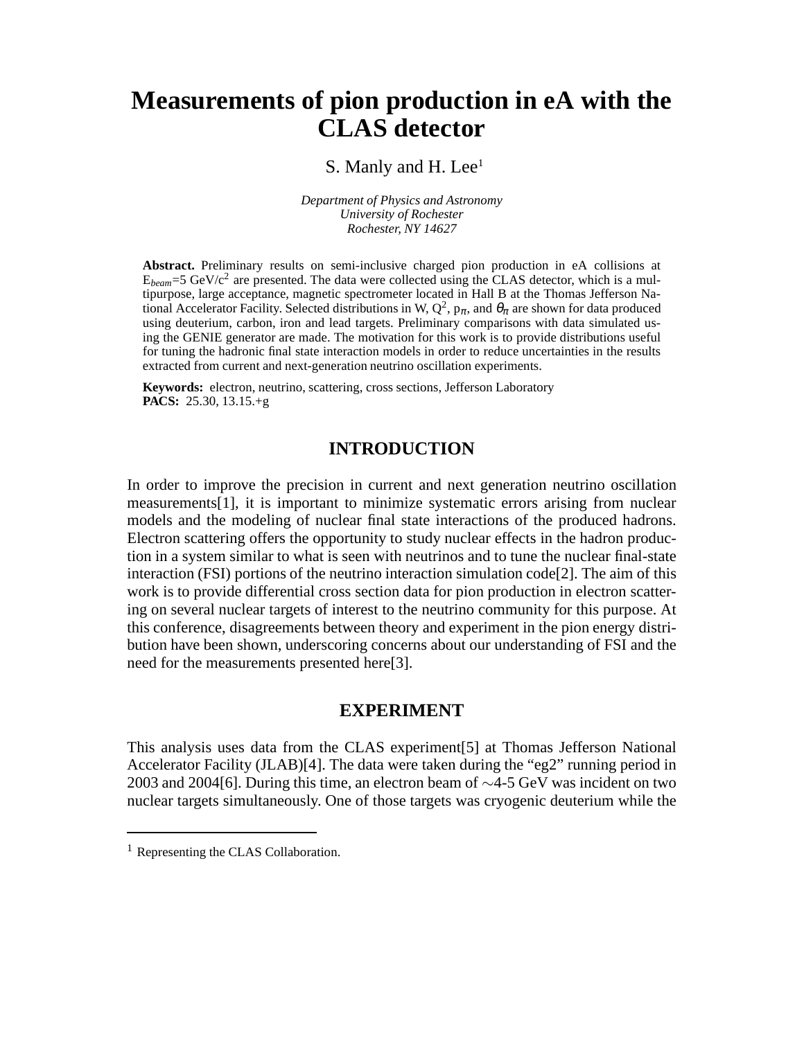# Measurements of pion production in eA with the CLAS detector

S. Manly and H. Lee[1]

*Department of Physics and Astronomy*
*University of Rochester*
*Rochester, NY 14627*

**Abstract.** Preliminary results on semi-inclusive charged pion production in eA collisions at $E_{beam}$=5 GeV/$c^2$ are presented. The data were collected using the CLAS detector, which is a multipurpose, large acceptance, magnetic spectrometer located in Hall B at the Thomas Jefferson National Accelerator Facility. Selected distributions in W, $Q^2$, $p_\pi$, and $\theta_\pi$ are shown for data produced using deuterium, carbon, iron and lead targets. Preliminary comparisons with data simulated using the GENIE generator are made. The motivation for this work is to provide distributions useful for tuning the hadronic final state interaction models in order to reduce uncertainties in the results extracted from current and next-generation neutrino oscillation experiments.

**Keywords:** electron, neutrino, scattering, cross sections, Jefferson Laboratory
**PACS:** 25.30, 13.15.+g

## INTRODUCTION

In order to improve the precision in current and next generation neutrino oscillation measurements[1], it is important to minimize systematic errors arising from nuclear models and the modeling of nuclear final state interactions of the produced hadrons. Electron scattering offers the opportunity to study nuclear effects in the hadron production in a system similar to what is seen with neutrinos and to tune the nuclear final-state interaction (FSI) portions of the neutrino interaction simulation code[2]. The aim of this work is to provide differential cross section data for pion production in electron scattering on several nuclear targets of interest to the neutrino community for this purpose. At this conference, disagreements between theory and experiment in the pion energy distribution have been shown, underscoring concerns about our understanding of FSI and the need for the measurements presented here[3].

## EXPERIMENT

This analysis uses data from the CLAS experiment[5] at Thomas Jefferson National Accelerator Facility (JLAB)[4]. The data were taken during the "eg2" running period in 2003 and 2004[6]. During this time, an electron beam of $\sim$4-5 GeV was incident on two nuclear targets simultaneously. One of those targets was cryogenic deuterium while the

[1] Representing the CLAS Collaboration.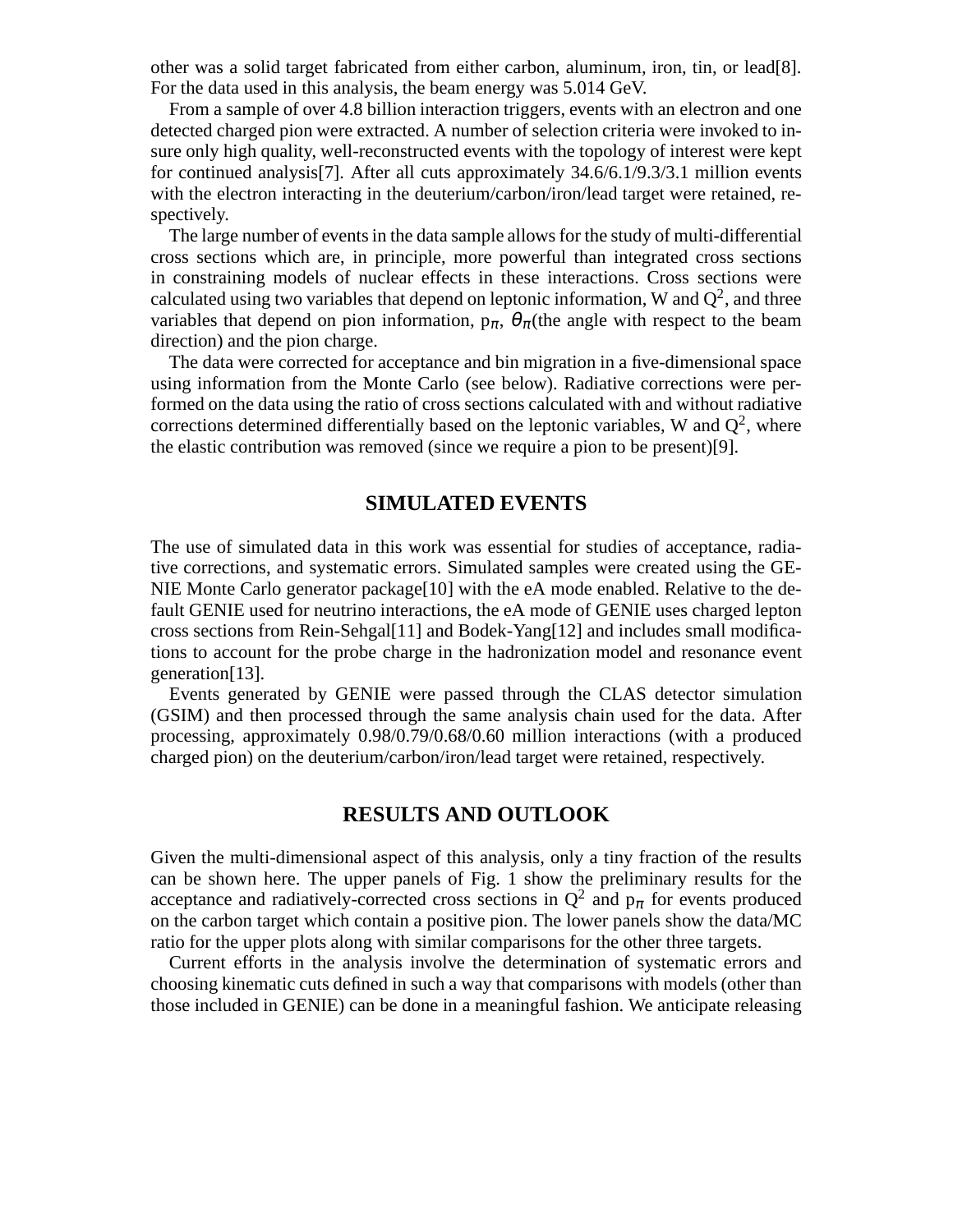other was a solid target fabricated from either carbon, aluminum, iron, tin, or lead[8]. For the data used in this analysis, the beam energy was 5.014 GeV.

From a sample of over 4.8 billion interaction triggers, events with an electron and one detected charged pion were extracted. A number of selection criteria were invoked to insure only high quality, well-reconstructed events with the topology of interest were kept for continued analysis[7]. After all cuts approximately 34.6/6.1/9.3/3.1 million events with the electron interacting in the deuterium/carbon/iron/lead target were retained, respectively.

The large number of events in the data sample allows for the study of multi-differential cross sections which are, in principle, more powerful than integrated cross sections in constraining models of nuclear effects in these interactions. Cross sections were calculated using two variables that depend on leptonic information, W and $Q^2$, and three variables that depend on pion information, $p_\pi$, $\theta_\pi$(the angle with respect to the beam direction) and the pion charge.

The data were corrected for acceptance and bin migration in a five-dimensional space using information from the Monte Carlo (see below). Radiative corrections were performed on the data using the ratio of cross sections calculated with and without radiative corrections determined differentially based on the leptonic variables, W and $Q^2$, where the elastic contribution was removed (since we require a pion to be present)[9].

## SIMULATED EVENTS

The use of simulated data in this work was essential for studies of acceptance, radiative corrections, and systematic errors. Simulated samples were created using the GENIE Monte Carlo generator package[10] with the eA mode enabled. Relative to the default GENIE used for neutrino interactions, the eA mode of GENIE uses charged lepton cross sections from Rein-Sehgal[11] and Bodek-Yang[12] and includes small modifications to account for the probe charge in the hadronization model and resonance event generation[13].

Events generated by GENIE were passed through the CLAS detector simulation (GSIM) and then processed through the same analysis chain used for the data. After processing, approximately 0.98/0.79/0.68/0.60 million interactions (with a produced charged pion) on the deuterium/carbon/iron/lead target were retained, respectively.

## RESULTS AND OUTLOOK

Given the multi-dimensional aspect of this analysis, only a tiny fraction of the results can be shown here. The upper panels of Fig. 1 show the preliminary results for the acceptance and radiatively-corrected cross sections in $Q^2$ and $p_\pi$ for events produced on the carbon target which contain a positive pion. The lower panels show the data/MC ratio for the upper plots along with similar comparisons for the other three targets.

Current efforts in the analysis involve the determination of systematic errors and choosing kinematic cuts defined in such a way that comparisons with models (other than those included in GENIE) can be done in a meaningful fashion. We anticipate releasing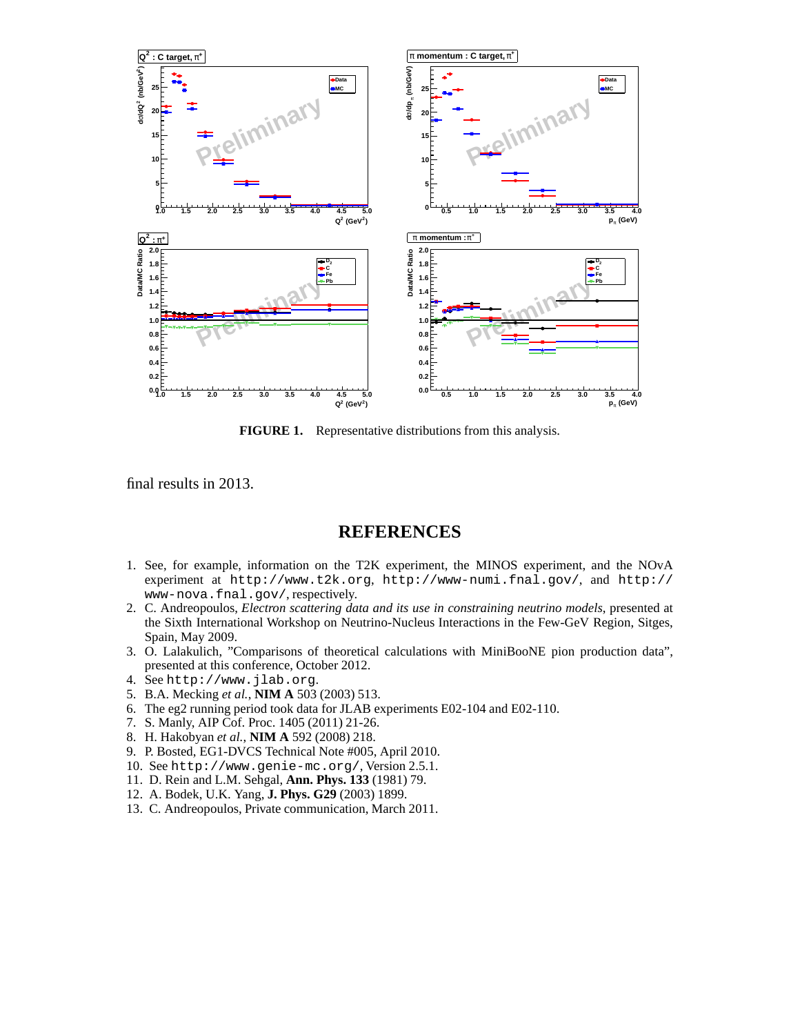Q$^2$ : C target, $\pi^+$

$d\sigma/dQ^2$ (nb/GeV$^2$)

Data

MC

Preliminary

Q$^2$ (GeV$^2$)

$\pi$ momentum : C target, $\pi^+$

$d\sigma/dp_\pi$ (nb/GeV)

Data

MC

Preliminary

$p_\pi$ (GeV)

Q$^2$ : $\pi^+$

Data/MC Ratio

$D_2$

C

Fe

Pb

Preliminary

Q$^2$ (GeV$^2$)

$\pi$ momentum : $\pi^+$

Data/MC Ratio

$D_2$

C

Fe

Pb

Preliminary

$p_\pi$ (GeV)

**FIGURE 1.** Representative distributions from this analysis.

final results in 2013.

## REFERENCES

1. See, for example, information on the T2K experiment, the MINOS experiment, and the NOvA experiment at `http://www.t2k.org`, `http://www-numi.fnal.gov/`, and `http://www-nova.fnal.gov/`, respectively.
2. C. Andreopoulos, *Electron scattering data and its use in constraining neutrino models*, presented at the Sixth International Workshop on Neutrino-Nucleus Interactions in the Few-GeV Region, Sitges, Spain, May 2009.
3. O. Lalakulich, "Comparisons of theoretical calculations with MiniBooNE pion production data", presented at this conference, October 2012.
4. See `http://www.jlab.org`.
5. B.A. Mecking *et al.*, **NIM A** 503 (2003) 513.
6. The eg2 running period took data for JLAB experiments E02-104 and E02-110.
7. S. Manly, AIP Cof. Proc. 1405 (2011) 21-26.
8. H. Hakobyan *et al.*, **NIM A** 592 (2008) 218.
9. P. Bosted, EG1-DVCS Technical Note #005, April 2010.
10. See `http://www.genie-mc.org/`, Version 2.5.1.
11. D. Rein and L.M. Sehgal, **Ann. Phys. 133** (1981) 79.
12. A. Bodek, U.K. Yang, **J. Phys. G29** (2003) 1899.
13. C. Andreopoulos, Private communication, March 2011.